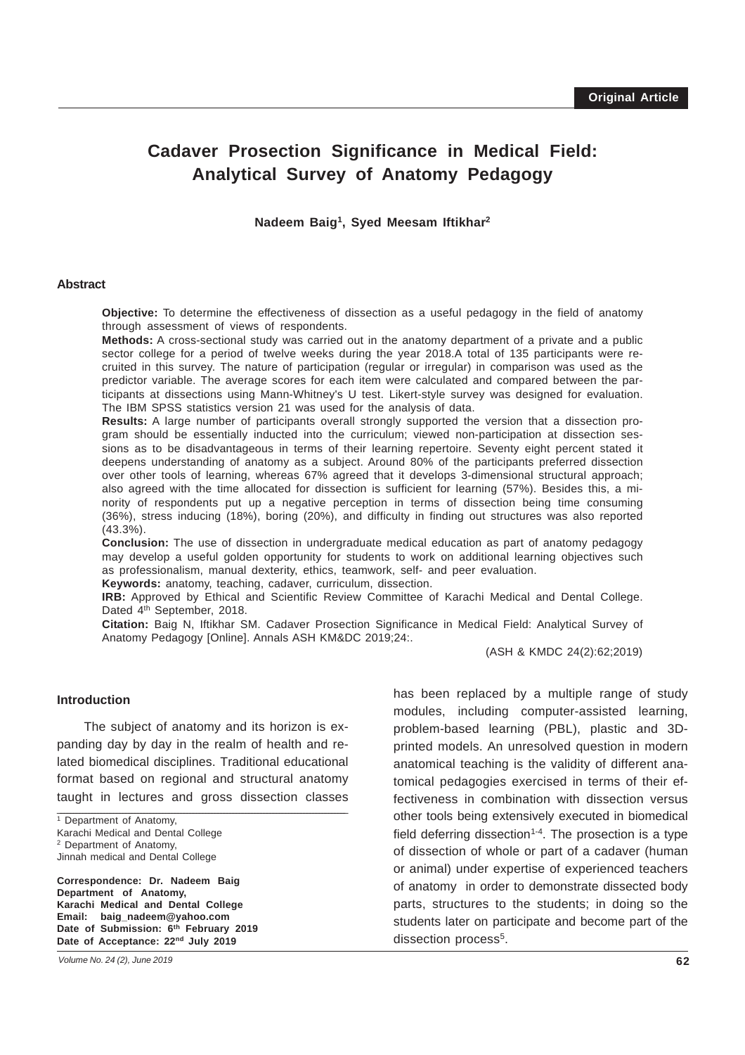Original Article

# Cadaver Prosection Significance in Medical Field: Analytical Survey of Anatomy Pedagogy

**Nadeem Baig[1], Syed Meesam Iftikhar[2]**

## Abstract

**Objective:** To determine the effectiveness of dissection as a useful pedagogy in the field of anatomy through assessment of views of respondents.

**Methods:** A cross-sectional study was carried out in the anatomy department of a private and a public sector college for a period of twelve weeks during the year 2018.A total of 135 participants were recruited in this survey. The nature of participation (regular or irregular) in comparison was used as the predictor variable. The average scores for each item were calculated and compared between the participants at dissections using Mann-Whitney's U test. Likert-style survey was designed for evaluation. The IBM SPSS statistics version 21 was used for the analysis of data.

**Results:** A large number of participants overall strongly supported the version that a dissection program should be essentially inducted into the curriculum; viewed non-participation at dissection sessions as to be disadvantageous in terms of their learning repertoire. Seventy eight percent stated it deepens understanding of anatomy as a subject. Around 80% of the participants preferred dissection over other tools of learning, whereas 67% agreed that it develops 3-dimensional structural approach; also agreed with the time allocated for dissection is sufficient for learning (57%). Besides this, a minority of respondents put up a negative perception in terms of dissection being time consuming (36%), stress inducing (18%), boring (20%), and difficulty in finding out structures was also reported (43.3%).

**Conclusion:** The use of dissection in undergraduate medical education as part of anatomy pedagogy may develop a useful golden opportunity for students to work on additional learning objectives such as professionalism, manual dexterity, ethics, teamwork, self- and peer evaluation.

**Keywords:** anatomy, teaching, cadaver, curriculum, dissection.

**IRB:** Approved by Ethical and Scientific Review Committee of Karachi Medical and Dental College. Dated 4th September, 2018.

**Citation:** Baig N, Iftikhar SM. Cadaver Prosection Significance in Medical Field: Analytical Survey of Anatomy Pedagogy [Online]. Annals ASH KM&DC 2019;24:.

(ASH & KMDC 24(2):62;2019)

## Introduction

The subject of anatomy and its horizon is expanding day by day in the realm of health and related biomedical disciplines. Traditional educational format based on regional and structural anatomy taught in lectures and gross dissection classes has been replaced by a multiple range of study modules, including computer-assisted learning, problem-based learning (PBL), plastic and 3D-printed models. An unresolved question in modern anatomical teaching is the validity of different anatomical pedagogies exercised in terms of their effectiveness in combination with dissection versus other tools being extensively executed in biomedical field deferring dissection[1-4]. The prosection is a type of dissection of whole or part of a cadaver (human or animal) under expertise of experienced teachers of anatomy in order to demonstrate dissected body parts, structures to the students; in doing so the students later on participate and become part of the dissection process[5].

---

[1] Department of Anatomy,
Karachi Medical and Dental College
[2] Department of Anatomy,
Jinnah medical and Dental College

**Correspondence: Dr. Nadeem Baig**
**Department of Anatomy,**
**Karachi Medical and Dental College**
**Email: baig_nadeem@yahoo.com**
**Date of Submission: 6th February 2019**
**Date of Acceptance: 22nd July 2019**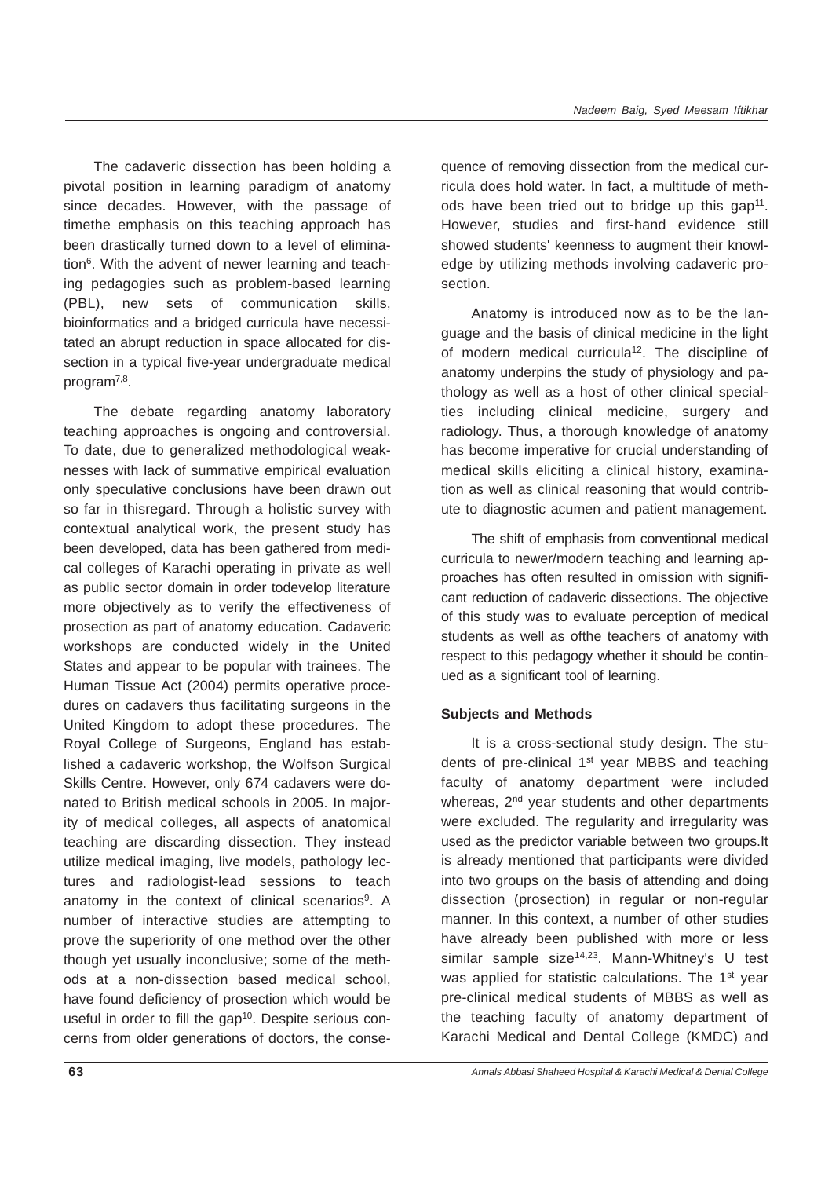The cadaveric dissection has been holding a pivotal position in learning paradigm of anatomy since decades. However, with the passage of timethe emphasis on this teaching approach has been drastically turned down to a level of elimination[6]. With the advent of newer learning and teaching pedagogies such as problem-based learning (PBL), new sets of communication skills, bioinformatics and a bridged curricula have necessitated an abrupt reduction in space allocated for dissection in a typical five-year undergraduate medical program[7,8].

The debate regarding anatomy laboratory teaching approaches is ongoing and controversial. To date, due to generalized methodological weaknesses with lack of summative empirical evaluation only speculative conclusions have been drawn out so far in thisregard. Through a holistic survey with contextual analytical work, the present study has been developed, data has been gathered from medical colleges of Karachi operating in private as well as public sector domain in order todevelop literature more objectively as to verify the effectiveness of prosection as part of anatomy education. Cadaveric workshops are conducted widely in the United States and appear to be popular with trainees. The Human Tissue Act (2004) permits operative procedures on cadavers thus facilitating surgeons in the United Kingdom to adopt these procedures. The Royal College of Surgeons, England has established a cadaveric workshop, the Wolfson Surgical Skills Centre. However, only 674 cadavers were donated to British medical schools in 2005. In majority of medical colleges, all aspects of anatomical teaching are discarding dissection. They instead utilize medical imaging, live models, pathology lectures and radiologist-lead sessions to teach anatomy in the context of clinical scenarios[9]. A number of interactive studies are attempting to prove the superiority of one method over the other though yet usually inconclusive; some of the methods at a non-dissection based medical school, have found deficiency of prosection which would be useful in order to fill the gap[10]. Despite serious concerns from older generations of doctors, the consequence of removing dissection from the medical curricula does hold water. In fact, a multitude of methods have been tried out to bridge up this gap[11]. However, studies and first-hand evidence still showed students' keenness to augment their knowledge by utilizing methods involving cadaveric prosection.

Anatomy is introduced now as to be the language and the basis of clinical medicine in the light of modern medical curricula[12]. The discipline of anatomy underpins the study of physiology and pathology as well as a host of other clinical specialties including clinical medicine, surgery and radiology. Thus, a thorough knowledge of anatomy has become imperative for crucial understanding of medical skills eliciting a clinical history, examination as well as clinical reasoning that would contribute to diagnostic acumen and patient management.

The shift of emphasis from conventional medical curricula to newer/modern teaching and learning approaches has often resulted in omission with significant reduction of cadaveric dissections. The objective of this study was to evaluate perception of medical students as well as ofthe teachers of anatomy with respect to this pedagogy whether it should be continued as a significant tool of learning.

### Subjects and Methods

It is a cross-sectional study design. The students of pre-clinical 1st year MBBS and teaching faculty of anatomy department were included whereas, 2nd year students and other departments were excluded. The regularity and irregularity was used as the predictor variable between two groups.It is already mentioned that participants were divided into two groups on the basis of attending and doing dissection (prosection) in regular or non-regular manner. In this context, a number of other studies have already been published with more or less similar sample size[14,23]. Mann-Whitney's U test was applied for statistic calculations. The 1st year pre-clinical medical students of MBBS as well as the teaching faculty of anatomy department of Karachi Medical and Dental College (KMDC) and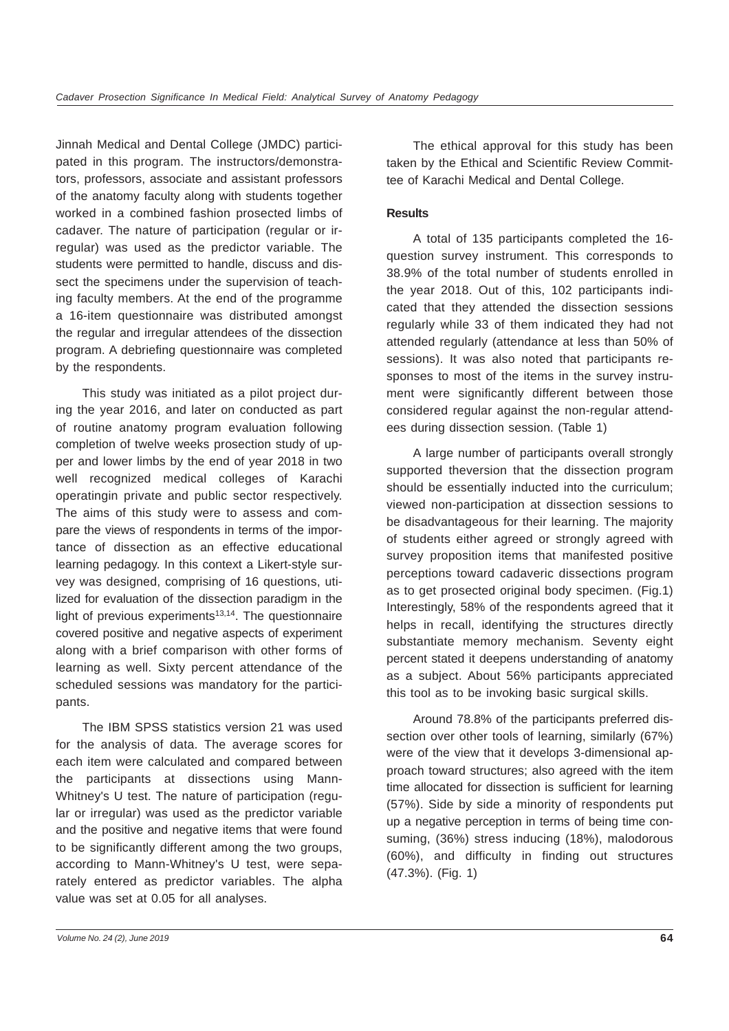Jinnah Medical and Dental College (JMDC) participated in this program. The instructors/demonstrators, professors, associate and assistant professors of the anatomy faculty along with students together worked in a combined fashion prosected limbs of cadaver. The nature of participation (regular or irregular) was used as the predictor variable. The students were permitted to handle, discuss and dissect the specimens under the supervision of teaching faculty members. At the end of the programme a 16-item questionnaire was distributed amongst the regular and irregular attendees of the dissection program. A debriefing questionnaire was completed by the respondents.

This study was initiated as a pilot project during the year 2016, and later on conducted as part of routine anatomy program evaluation following completion of twelve weeks prosection study of upper and lower limbs by the end of year 2018 in two well recognized medical colleges of Karachi operatingin private and public sector respectively. The aims of this study were to assess and compare the views of respondents in terms of the importance of dissection as an effective educational learning pedagogy. In this context a Likert-style survey was designed, comprising of 16 questions, utilized for evaluation of the dissection paradigm in the light of previous experiments[13,14]. The questionnaire covered positive and negative aspects of experiment along with a brief comparison with other forms of learning as well. Sixty percent attendance of the scheduled sessions was mandatory for the participants.

The IBM SPSS statistics version 21 was used for the analysis of data. The average scores for each item were calculated and compared between the participants at dissections using Mann-Whitney's U test. The nature of participation (regular or irregular) was used as the predictor variable and the positive and negative items that were found to be significantly different among the two groups, according to Mann-Whitney's U test, were separately entered as predictor variables. The alpha value was set at 0.05 for all analyses.

The ethical approval for this study has been taken by the Ethical and Scientific Review Committee of Karachi Medical and Dental College.

## Results

A total of 135 participants completed the 16-question survey instrument. This corresponds to 38.9% of the total number of students enrolled in the year 2018. Out of this, 102 participants indicated that they attended the dissection sessions regularly while 33 of them indicated they had not attended regularly (attendance at less than 50% of sessions). It was also noted that participants responses to most of the items in the survey instrument were significantly different between those considered regular against the non-regular attendees during dissection session. (Table 1)

A large number of participants overall strongly supported theversion that the dissection program should be essentially inducted into the curriculum; viewed non-participation at dissection sessions to be disadvantageous for their learning. The majority of students either agreed or strongly agreed with survey proposition items that manifested positive perceptions toward cadaveric dissections program as to get prosected original body specimen. (Fig.1) Interestingly, 58% of the respondents agreed that it helps in recall, identifying the structures directly substantiate memory mechanism. Seventy eight percent stated it deepens understanding of anatomy as a subject. About 56% participants appreciated this tool as to be invoking basic surgical skills.

Around 78.8% of the participants preferred dissection over other tools of learning, similarly (67%) were of the view that it develops 3-dimensional approach toward structures; also agreed with the item time allocated for dissection is sufficient for learning (57%). Side by side a minority of respondents put up a negative perception in terms of being time consuming, (36%) stress inducing (18%), malodorous (60%), and difficulty in finding out structures (47.3%). (Fig. 1)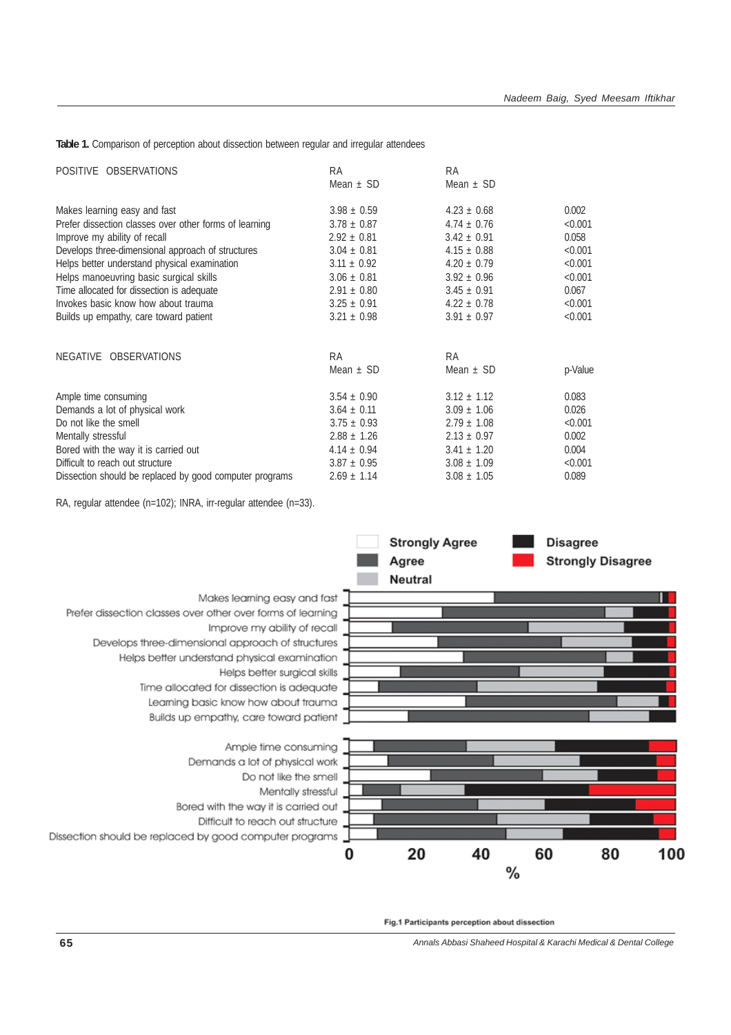**Table 1.** Comparison of perception about dissection between regular and irregular attendees

| POSITIVE OBSERVATIONS | RA Mean ± SD | RA Mean ± SD | |
|---|---|---|---|
| Makes learning easy and fast | 3.98 ± 0.59 | 4.23 ± 0.68 | 0.002 |
| Prefer dissection classes over other forms of learning | 3.78 ± 0.87 | 4.74 ± 0.76 | <0.001 |
| Improve my ability of recall | 2.92 ± 0.81 | 3.42 ± 0.91 | 0.058 |
| Develops three-dimensional approach of structures | 3.04 ± 0.81 | 4.15 ± 0.88 | <0.001 |
| Helps better understand physical examination | 3.11 ± 0.92 | 4.20 ± 0.79 | <0.001 |
| Helps manoeuvring basic surgical skills | 3.06 ± 0.81 | 3.92 ± 0.96 | <0.001 |
| Time allocated for dissection is adequate | 2.91 ± 0.80 | 3.45 ± 0.91 | 0.067 |
| Invokes basic know how about trauma | 3.25 ± 0.91 | 4.22 ± 0.78 | <0.001 |
| Builds up empathy, care toward patient | 3.21 ± 0.98 | 3.91 ± 0.97 | <0.001 |

| NEGATIVE OBSERVATIONS | RA Mean ± SD | RA Mean ± SD | p-Value |
|---|---|---|---|
| Ample time consuming | 3.54 ± 0.90 | 3.12 ± 1.12 | 0.083 |
| Demands a lot of physical work | 3.64 ± 0.11 | 3.09 ± 1.06 | 0.026 |
| Do not like the smell | 3.75 ± 0.93 | 2.79 ± 1.08 | <0.001 |
| Mentally stressful | 2.88 ± 1.26 | 2.13 ± 0.97 | 0.002 |
| Bored with the way it is carried out | 4.14 ± 0.94 | 3.41 ± 1.20 | 0.004 |
| Difficult to reach out structure | 3.87 ± 0.95 | 3.08 ± 1.09 | <0.001 |
| Dissection should be replaced by good computer programs | 2.69 ± 1.14 | 3.08 ± 1.05 | 0.089 |

RA, regular attendee (n=102); INRA, irr-regular attendee (n=33).

**Fig.1** Participants perception about dissection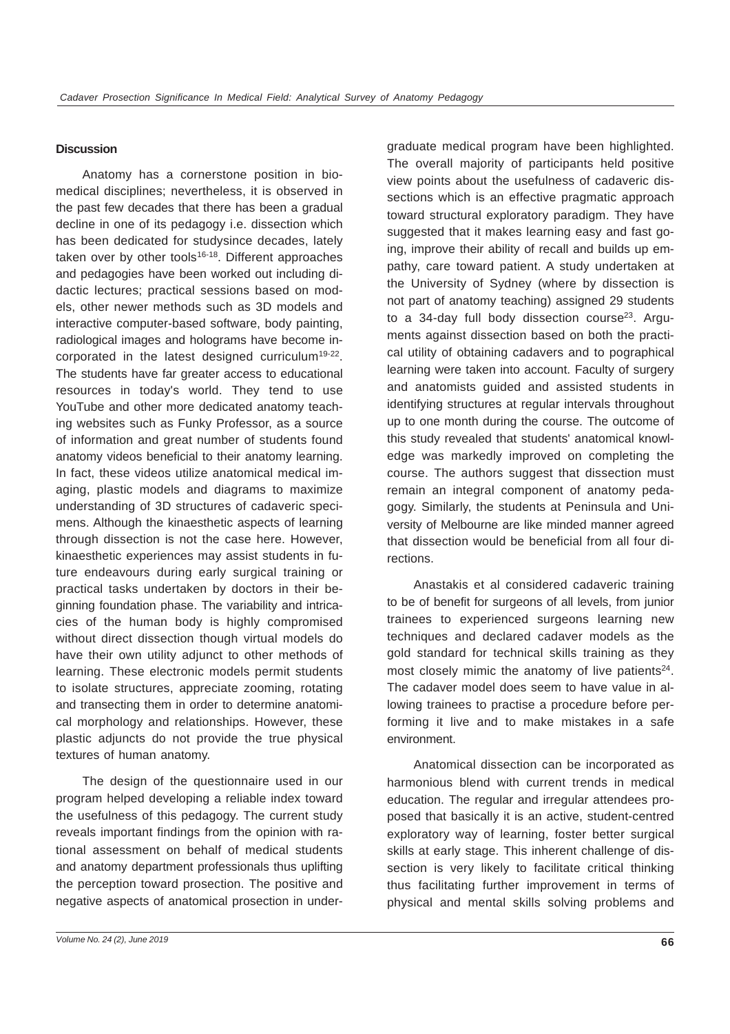## Discussion

Anatomy has a cornerstone position in biomedical disciplines; nevertheless, it is observed in the past few decades that there has been a gradual decline in one of its pedagogy i.e. dissection which has been dedicated for studysince decades, lately taken over by other tools[16-18]. Different approaches and pedagogies have been worked out including didactic lectures; practical sessions based on models, other newer methods such as 3D models and interactive computer-based software, body painting, radiological images and holograms have become incorporated in the latest designed curriculum[19-22]. The students have far greater access to educational resources in today's world. They tend to use YouTube and other more dedicated anatomy teaching websites such as Funky Professor, as a source of information and great number of students found anatomy videos beneficial to their anatomy learning. In fact, these videos utilize anatomical medical imaging, plastic models and diagrams to maximize understanding of 3D structures of cadaveric specimens. Although the kinaesthetic aspects of learning through dissection is not the case here. However, kinaesthetic experiences may assist students in future endeavours during early surgical training or practical tasks undertaken by doctors in their beginning foundation phase. The variability and intricacies of the human body is highly compromised without direct dissection though virtual models do have their own utility adjunct to other methods of learning. These electronic models permit students to isolate structures, appreciate zooming, rotating and transecting them in order to determine anatomical morphology and relationships. However, these plastic adjuncts do not provide the true physical textures of human anatomy.

The design of the questionnaire used in our program helped developing a reliable index toward the usefulness of this pedagogy. The current study reveals important findings from the opinion with rational assessment on behalf of medical students and anatomy department professionals thus uplifting the perception toward prosection. The positive and negative aspects of anatomical prosection in undergraduate medical program have been highlighted. The overall majority of participants held positive view points about the usefulness of cadaveric dissections which is an effective pragmatic approach toward structural exploratory paradigm. They have suggested that it makes learning easy and fast going, improve their ability of recall and builds up empathy, care toward patient. A study undertaken at the University of Sydney (where by dissection is not part of anatomy teaching) assigned 29 students to a 34-day full body dissection course[23]. Arguments against dissection based on both the practical utility of obtaining cadavers and to pographical learning were taken into account. Faculty of surgery and anatomists guided and assisted students in identifying structures at regular intervals throughout up to one month during the course. The outcome of this study revealed that students' anatomical knowledge was markedly improved on completing the course. The authors suggest that dissection must remain an integral component of anatomy pedagogy. Similarly, the students at Peninsula and University of Melbourne are like minded manner agreed that dissection would be beneficial from all four directions.

Anastakis et al considered cadaveric training to be of benefit for surgeons of all levels, from junior trainees to experienced surgeons learning new techniques and declared cadaver models as the gold standard for technical skills training as they most closely mimic the anatomy of live patients[24]. The cadaver model does seem to have value in allowing trainees to practise a procedure before performing it live and to make mistakes in a safe environment.

Anatomical dissection can be incorporated as harmonious blend with current trends in medical education. The regular and irregular attendees proposed that basically it is an active, student-centred exploratory way of learning, foster better surgical skills at early stage. This inherent challenge of dissection is very likely to facilitate critical thinking thus facilitating further improvement in terms of physical and mental skills solving problems and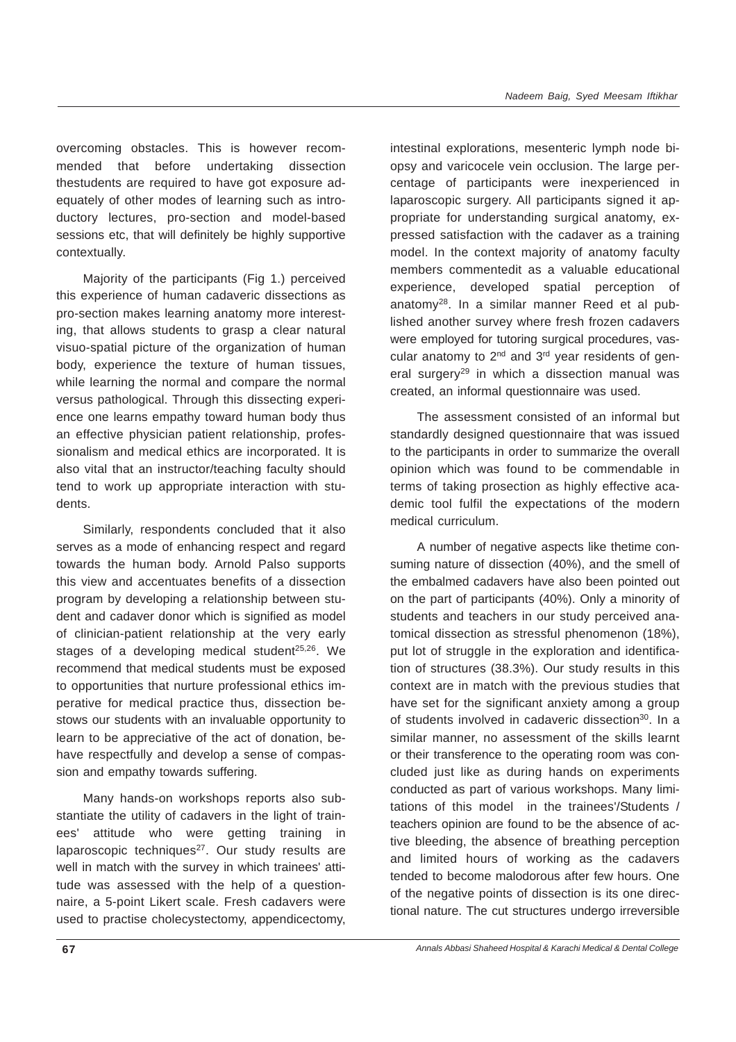overcoming obstacles. This is however recommended that before undertaking dissection thestudents are required to have got exposure adequately of other modes of learning such as introductory lectures, pro-section and model-based sessions etc, that will definitely be highly supportive contextually.

Majority of the participants (Fig 1.) perceived this experience of human cadaveric dissections as pro-section makes learning anatomy more interesting, that allows students to grasp a clear natural visuo-spatial picture of the organization of human body, experience the texture of human tissues, while learning the normal and compare the normal versus pathological. Through this dissecting experience one learns empathy toward human body thus an effective physician patient relationship, professionalism and medical ethics are incorporated. It is also vital that an instructor/teaching faculty should tend to work up appropriate interaction with students.

Similarly, respondents concluded that it also serves as a mode of enhancing respect and regard towards the human body. Arnold Palso supports this view and accentuates benefits of a dissection program by developing a relationship between student and cadaver donor which is signified as model of clinician-patient relationship at the very early stages of a developing medical student[25,26]. We recommend that medical students must be exposed to opportunities that nurture professional ethics imperative for medical practice thus, dissection bestows our students with an invaluable opportunity to learn to be appreciative of the act of donation, behave respectfully and develop a sense of compassion and empathy towards suffering.

Many hands-on workshops reports also substantiate the utility of cadavers in the light of trainees' attitude who were getting training in laparoscopic techniques[27]. Our study results are well in match with the survey in which trainees' attitude was assessed with the help of a questionnaire, a 5-point Likert scale. Fresh cadavers were used to practise cholecystectomy, appendicectomy, intestinal explorations, mesenteric lymph node biopsy and varicocele vein occlusion. The large percentage of participants were inexperienced in laparoscopic surgery. All participants signed it appropriate for understanding surgical anatomy, expressed satisfaction with the cadaver as a training model. In the context majority of anatomy faculty members commentedit as a valuable educational experience, developed spatial perception of anatomy[28]. In a similar manner Reed et al published another survey where fresh frozen cadavers were employed for tutoring surgical procedures, vascular anatomy to 2nd and 3rd year residents of general surgery[29] in which a dissection manual was created, an informal questionnaire was used.

The assessment consisted of an informal but standardly designed questionnaire that was issued to the participants in order to summarize the overall opinion which was found to be commendable in terms of taking prosection as highly effective academic tool fulfil the expectations of the modern medical curriculum.

A number of negative aspects like thetime consuming nature of dissection (40%), and the smell of the embalmed cadavers have also been pointed out on the part of participants (40%). Only a minority of students and teachers in our study perceived anatomical dissection as stressful phenomenon (18%), put lot of struggle in the exploration and identification of structures (38.3%). Our study results in this context are in match with the previous studies that have set for the significant anxiety among a group of students involved in cadaveric dissection[30]. In a similar manner, no assessment of the skills learnt or their transference to the operating room was concluded just like as during hands on experiments conducted as part of various workshops. Many limitations of this model in the trainees'/Students / teachers opinion are found to be the absence of active bleeding, the absence of breathing perception and limited hours of working as the cadavers tended to become malodorous after few hours. One of the negative points of dissection is its one directional nature. The cut structures undergo irreversible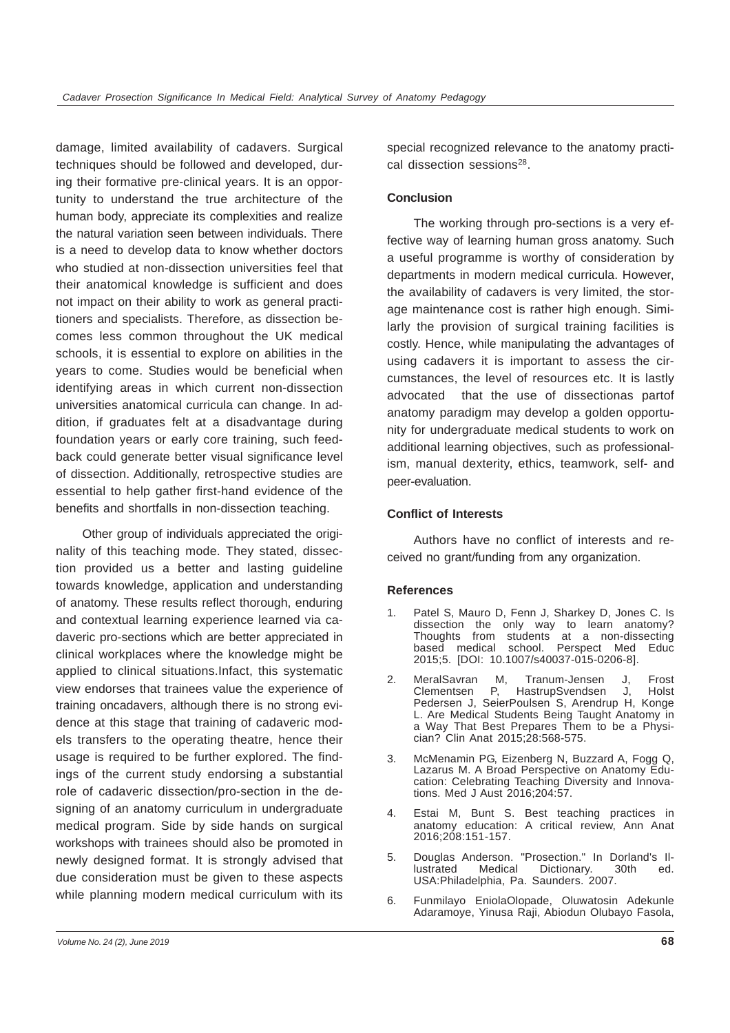damage, limited availability of cadavers. Surgical techniques should be followed and developed, during their formative pre-clinical years. It is an opportunity to understand the true architecture of the human body, appreciate its complexities and realize the natural variation seen between individuals. There is a need to develop data to know whether doctors who studied at non-dissection universities feel that their anatomical knowledge is sufficient and does not impact on their ability to work as general practitioners and specialists. Therefore, as dissection becomes less common throughout the UK medical schools, it is essential to explore on abilities in the years to come. Studies would be beneficial when identifying areas in which current non-dissection universities anatomical curricula can change. In addition, if graduates felt at a disadvantage during foundation years or early core training, such feedback could generate better visual significance level of dissection. Additionally, retrospective studies are essential to help gather first-hand evidence of the benefits and shortfalls in non-dissection teaching.

Other group of individuals appreciated the originality of this teaching mode. They stated, dissection provided us a better and lasting guideline towards knowledge, application and understanding of anatomy. These results reflect thorough, enduring and contextual learning experience learned via cadaveric pro-sections which are better appreciated in clinical workplaces where the knowledge might be applied to clinical situations.Infact, this systematic view endorses that trainees value the experience of training oncadavers, although there is no strong evidence at this stage that training of cadaveric models transfers to the operating theatre, hence their usage is required to be further explored. The findings of the current study endorsing a substantial role of cadaveric dissection/pro-section in the designing of an anatomy curriculum in undergraduate medical program. Side by side hands on surgical workshops with trainees should also be promoted in newly designed format. It is strongly advised that due consideration must be given to these aspects while planning modern medical curriculum with its special recognized relevance to the anatomy practical dissection sessions[28].

## Conclusion

The working through pro-sections is a very effective way of learning human gross anatomy. Such a useful programme is worthy of consideration by departments in modern medical curricula. However, the availability of cadavers is very limited, the storage maintenance cost is rather high enough. Similarly the provision of surgical training facilities is costly. Hence, while manipulating the advantages of using cadavers it is important to assess the circumstances, the level of resources etc. It is lastly advocated that the use of dissectionas partof anatomy paradigm may develop a golden opportunity for undergraduate medical students to work on additional learning objectives, such as professionalism, manual dexterity, ethics, teamwork, self- and peer-evaluation.

## Conflict of Interests

Authors have no conflict of interests and received no grant/funding from any organization.

## References

1. Patel S, Mauro D, Fenn J, Sharkey D, Jones C. Is dissection the only way to learn anatomy? Thoughts from students at a non-dissecting based medical school. Perspect Med Educ 2015;5. [DOI: 10.1007/s40037-015-0206-8].
2. MeralSavran M, Tranum-Jensen J, Frost Clementsen P, HastrupSvendsen J, Holst Pedersen J, SeierPoulsen S, Arendrup H, Konge L. Are Medical Students Being Taught Anatomy in a Way That Best Prepares Them to be a Physician? Clin Anat 2015;28:568-575.
3. McMenamin PG, Eizenberg N, Buzzard A, Fogg Q, Lazarus M. A Broad Perspective on Anatomy Education: Celebrating Teaching Diversity and Innovations. Med J Aust 2016;204:57.
4. Estai M, Bunt S. Best teaching practices in anatomy education: A critical review, Ann Anat 2016;208:151-157.
5. Douglas Anderson. "Prosection." In Dorland's Illustrated Medical Dictionary. 30th ed. USA:Philadelphia, Pa. Saunders. 2007.
6. Funmilayo EniolaOlopade, Oluwatosin Adekunle Adaramoye, Yinusa Raji, Abiodun Olubayo Fasola,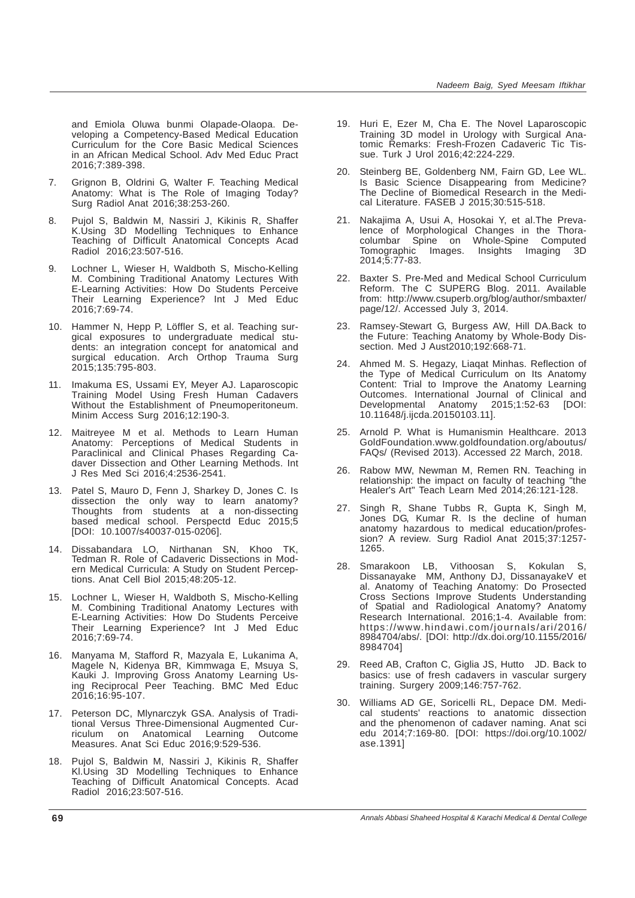and Emiola Oluwa bunmi Olapade-Olaopa. Developing a Competency-Based Medical Education Curriculum for the Core Basic Medical Sciences in an African Medical School. Adv Med Educ Pract 2016;7:389-398.

7. Grignon B, Oldrini G, Walter F. Teaching Medical Anatomy: What is The Role of Imaging Today? Surg Radiol Anat 2016;38:253-260.

8. Pujol S, Baldwin M, Nassiri J, Kikinis R, Shaffer K.Using 3D Modelling Techniques to Enhance Teaching of Difficult Anatomical Concepts Acad Radiol 2016;23:507-516.

9. Lochner L, Wieser H, Waldboth S, Mischo-Kelling M. Combining Traditional Anatomy Lectures With E-Learning Activities: How Do Students Perceive Their Learning Experience? Int J Med Educ 2016;7:69-74.

10. Hammer N, Hepp P, Löffler S, et al. Teaching surgical exposures to undergraduate medical students: an integration concept for anatomical and surgical education. Arch Orthop Trauma Surg 2015;135:795-803.

11. Imakuma ES, Ussami EY, Meyer AJ. Laparoscopic Training Model Using Fresh Human Cadavers Without the Establishment of Pneumoperitoneum. Minim Access Surg 2016;12:190-3.

12. Maitreyee M et al. Methods to Learn Human Anatomy: Perceptions of Medical Students in Paraclinical and Clinical Phases Regarding Cadaver Dissection and Other Learning Methods. Int J Res Med Sci 2016;4:2536-2541.

13. Patel S, Mauro D, Fenn J, Sharkey D, Jones C. Is dissection the only way to learn anatomy? Thoughts from students at a non-dissecting based medical school. Perspectd Educ 2015;5 [DOI: 10.1007/s40037-015-0206].

14. Dissabandara LO, Nirthanan SN, Khoo TK, Tedman R. Role of Cadaveric Dissections in Modern Medical Curricula: A Study on Student Perceptions. Anat Cell Biol 2015;48:205-12.

15. Lochner L, Wieser H, Waldboth S, Mischo-Kelling M. Combining Traditional Anatomy Lectures with E-Learning Activities: How Do Students Perceive Their Learning Experience? Int J Med Educ 2016;7:69-74.

16. Manyama M, Stafford R, Mazyala E, Lukanima A, Magele N, Kidenya BR, Kimmwaga E, Msuya S, Kauki J. Improving Gross Anatomy Learning Using Reciprocal Peer Teaching. BMC Med Educ 2016;16:95-107.

17. Peterson DC, Mlynarczyk GSA. Analysis of Traditional Versus Three-Dimensional Augmented Curriculum on Anatomical Learning Outcome Measures. Anat Sci Educ 2016;9:529-536.

18. Pujol S, Baldwin M, Nassiri J, Kikinis R, Shaffer Kl.Using 3D Modelling Techniques to Enhance Teaching of Difficult Anatomical Concepts. Acad Radiol 2016;23:507-516.

19. Huri E, Ezer M, Cha E. The Novel Laparoscopic Training 3D model in Urology with Surgical Anatomic Remarks: Fresh-Frozen Cadaveric Tic Tissue. Turk J Urol 2016;42:224-229.

20. Steinberg BE, Goldenberg NM, Fairn GD, Lee WL. Is Basic Science Disappearing from Medicine? The Decline of Biomedical Research in the Medical Literature. FASEB J 2015;30:515-518.

21. Nakajima A, Usui A, Hosokai Y, et al.The Prevalence of Morphological Changes in the Thoracolumbar Spine on Whole-Spine Computed Tomographic Images. Insights Imaging 3D 2014;5:77-83.

22. Baxter S. Pre-Med and Medical School Curriculum Reform. The C SUPERG Blog. 2011. Available from: http://www.csuperb.org/blog/author/smbaxter/page/12/. Accessed July 3, 2014.

23. Ramsey-Stewart G, Burgess AW, Hill DA.Back to the Future: Teaching Anatomy by Whole-Body Dissection. Med J Aust2010;192:668-71.

24. Ahmed M. S. Hegazy, Liaqat Minhas. Reflection of the Type of Medical Curriculum on Its Anatomy Content: Trial to Improve the Anatomy Learning Outcomes. International Journal of Clinical and Developmental Anatomy 2015;1:52-63 [DOI: 10.11648/j.ijcda.20150103.11].

25. Arnold P. What is Humanismin Healthcare. 2013 GoldFoundation.www.goldfoundation.org/aboutus/FAQs/ (Revised 2013). Accessed 22 March, 2018.

26. Rabow MW, Newman M, Remen RN. Teaching in relationship: the impact on faculty of teaching "the Healer's Art" Teach Learn Med 2014;26:121-128.

27. Singh R, Shane Tubbs R, Gupta K, Singh M, Jones DG, Kumar R. Is the decline of human anatomy hazardous to medical education/profession? A review. Surg Radiol Anat 2015;37:1257-1265.

28. Smarakoon LB, Vithoosan S, Kokulan S, Dissanayake MM, Anthony DJ, DissanayakeV et al. Anatomy of Teaching Anatomy: Do Prosected Cross Sections Improve Students Understanding of Spatial and Radiological Anatomy? Anatomy Research International. 2016;1-4. Available from: https://www.hindawi.com/journals/ari/2016/8984704/abs/. [DOI: http://dx.doi.org/10.1155/2016/8984704]

29. Reed AB, Crafton C, Giglia JS, Hutto JD. Back to basics: use of fresh cadavers in vascular surgery training. Surgery 2009;146:757-762.

30. Williams AD GE, Soricelli RL, Depace DM. Medical students' reactions to anatomic dissection and the phenomenon of cadaver naming. Anat sci edu 2014;7:169-80. [DOI: https://doi.org/10.1002/ase.1391]